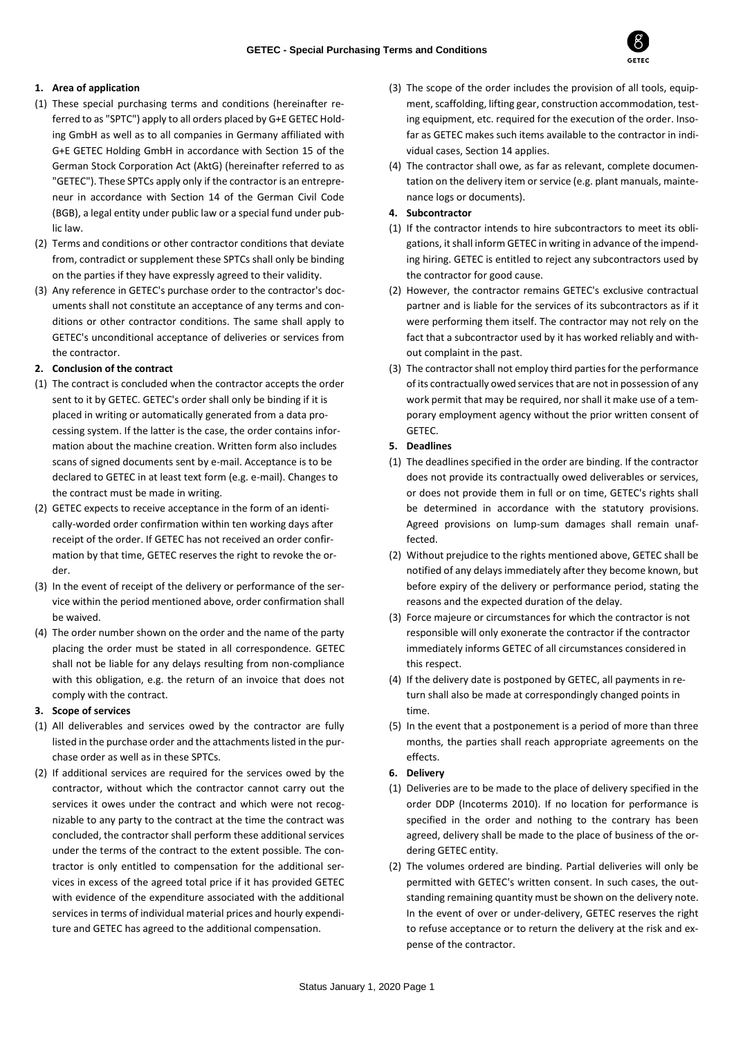# GETEC - Special Purchasing Terms and Conditions

**1. Area of application**

(1) These special purchasing terms and conditions (hereinafter referred to as "SPTC") apply to all orders placed by G+E GETEC Holding GmbH as well as to all companies in Germany affiliated with G+E GETEC Holding GmbH in accordance with Section 15 of the German Stock Corporation Act (AktG) (hereinafter referred to as "GETEC"). These SPTCs apply only if the contractor is an entrepreneur in accordance with Section 14 of the German Civil Code (BGB), a legal entity under public law or a special fund under public law.

(2) Terms and conditions or other contractor conditions that deviate from, contradict or supplement these SPTCs shall only be binding on the parties if they have expressly agreed to their validity.

(3) Any reference in GETEC's purchase order to the contractor's documents shall not constitute an acceptance of any terms and conditions or other contractor conditions. The same shall apply to GETEC's unconditional acceptance of deliveries or services from the contractor.

**2. Conclusion of the contract**

(1) The contract is concluded when the contractor accepts the order sent to it by GETEC. GETEC's order shall only be binding if it is placed in writing or automatically generated from a data processing system. If the latter is the case, the order contains information about the machine creation. Written form also includes scans of signed documents sent by e-mail. Acceptance is to be declared to GETEC in at least text form (e.g. e-mail). Changes to the contract must be made in writing.

(2) GETEC expects to receive acceptance in the form of an identically-worded order confirmation within ten working days after receipt of the order. If GETEC has not received an order confirmation by that time, GETEC reserves the right to revoke the order.

(3) In the event of receipt of the delivery or performance of the service within the period mentioned above, order confirmation shall be waived.

(4) The order number shown on the order and the name of the party placing the order must be stated in all correspondence. GETEC shall not be liable for any delays resulting from non-compliance with this obligation, e.g. the return of an invoice that does not comply with the contract.

**3. Scope of services**

(1) All deliverables and services owed by the contractor are fully listed in the purchase order and the attachments listed in the purchase order as well as in these SPTCs.

(2) If additional services are required for the services owed by the contractor, without which the contractor cannot carry out the services it owes under the contract and which were not recognizable to any party to the contract at the time the contract was concluded, the contractor shall perform these additional services under the terms of the contract to the extent possible. The contractor is only entitled to compensation for the additional services in excess of the agreed total price if it has provided GETEC with evidence of the expenditure associated with the additional services in terms of individual material prices and hourly expenditure and GETEC has agreed to the additional compensation.

(3) The scope of the order includes the provision of all tools, equipment, scaffolding, lifting gear, construction accommodation, testing equipment, etc. required for the execution of the order. Insofar as GETEC makes such items available to the contractor in individual cases, Section 14 applies.

(4) The contractor shall owe, as far as relevant, complete documentation on the delivery item or service (e.g. plant manuals, maintenance logs or documents).

**4. Subcontractor**

(1) If the contractor intends to hire subcontractors to meet its obligations, it shall inform GETEC in writing in advance of the impending hiring. GETEC is entitled to reject any subcontractors used by the contractor for good cause.

(2) However, the contractor remains GETEC's exclusive contractual partner and is liable for the services of its subcontractors as if it were performing them itself. The contractor may not rely on the fact that a subcontractor used by it has worked reliably and without complaint in the past.

(3) The contractor shall not employ third parties for the performance of its contractually owed services that are not in possession of any work permit that may be required, nor shall it make use of a temporary employment agency without the prior written consent of GETEC.

**5. Deadlines**

(1) The deadlines specified in the order are binding. If the contractor does not provide its contractually owed deliverables or services, or does not provide them in full or on time, GETEC's rights shall be determined in accordance with the statutory provisions. Agreed provisions on lump-sum damages shall remain unaffected.

(2) Without prejudice to the rights mentioned above, GETEC shall be notified of any delays immediately after they become known, but before expiry of the delivery or performance period, stating the reasons and the expected duration of the delay.

(3) Force majeure or circumstances for which the contractor is not responsible will only exonerate the contractor if the contractor immediately informs GETEC of all circumstances considered in this respect.

(4) If the delivery date is postponed by GETEC, all payments in return shall also be made at correspondingly changed points in time.

(5) In the event that a postponement is a period of more than three months, the parties shall reach appropriate agreements on the effects.

**6. Delivery**

(1) Deliveries are to be made to the place of delivery specified in the order DDP (Incoterms 2010). If no location for performance is specified in the order and nothing to the contrary has been agreed, delivery shall be made to the place of business of the ordering GETEC entity.

(2) The volumes ordered are binding. Partial deliveries will only be permitted with GETEC's written consent. In such cases, the outstanding remaining quantity must be shown on the delivery note. In the event of over or under-delivery, GETEC reserves the right to refuse acceptance or to return the delivery at the risk and expense of the contractor.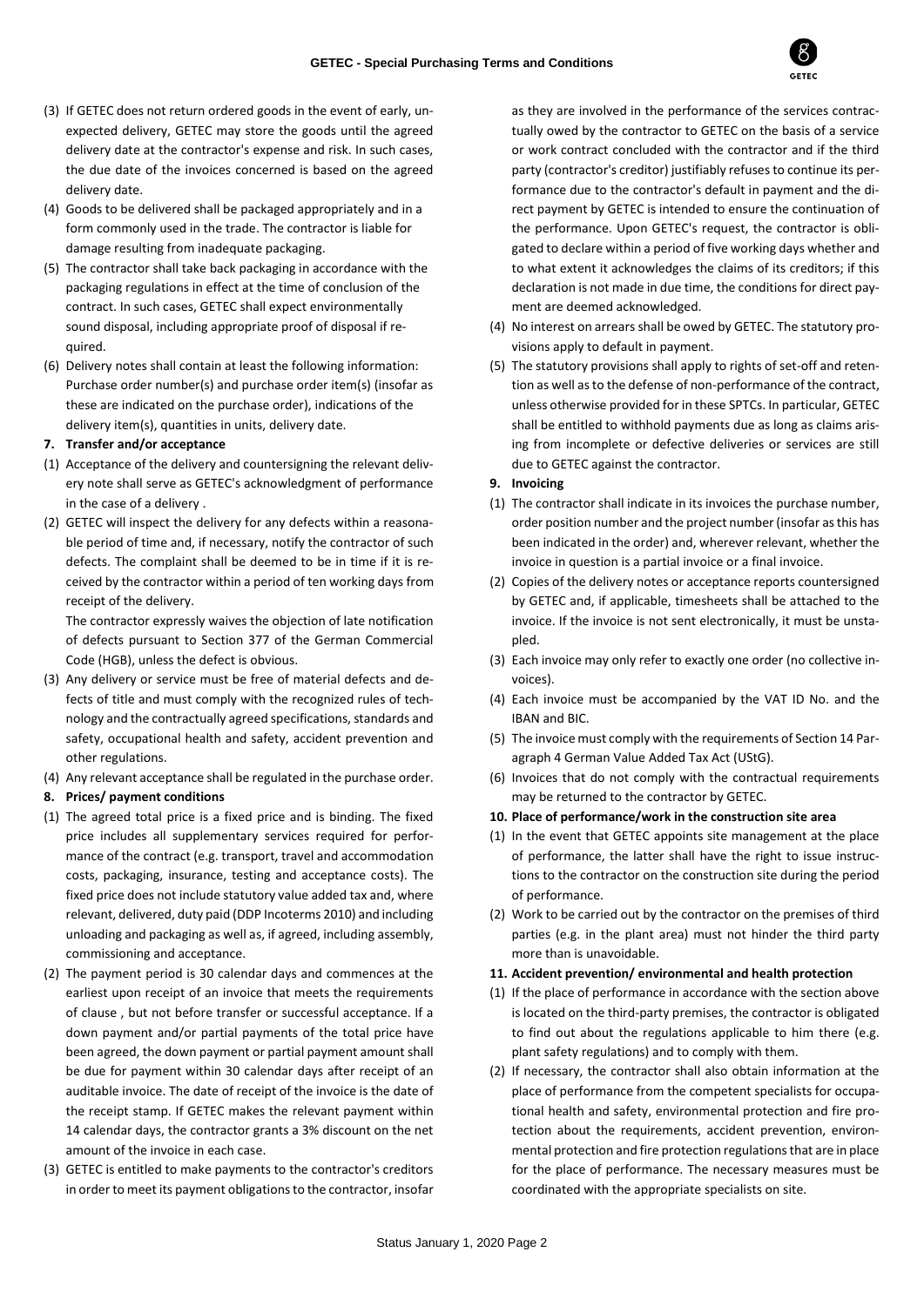(3) If GETEC does not return ordered goods in the event of early, unexpected delivery, GETEC may store the goods until the agreed delivery date at the contractor's expense and risk. In such cases, the due date of the invoices concerned is based on the agreed delivery date.

(4) Goods to be delivered shall be packaged appropriately and in a form commonly used in the trade. The contractor is liable for damage resulting from inadequate packaging.

(5) The contractor shall take back packaging in accordance with the packaging regulations in effect at the time of conclusion of the contract. In such cases, GETEC shall expect environmentally sound disposal, including appropriate proof of disposal if required.

(6) Delivery notes shall contain at least the following information: Purchase order number(s) and purchase order item(s) (insofar as these are indicated on the purchase order), indications of the delivery item(s), quantities in units, delivery date.

**7. Transfer and/or acceptance**

(1) Acceptance of the delivery and countersigning the relevant delivery note shall serve as GETEC's acknowledgment of performance in the case of a delivery .

(2) GETEC will inspect the delivery for any defects within a reasonable period of time and, if necessary, notify the contractor of such defects. The complaint shall be deemed to be in time if it is received by the contractor within a period of ten working days from receipt of the delivery.

The contractor expressly waives the objection of late notification of defects pursuant to Section 377 of the German Commercial Code (HGB), unless the defect is obvious.

(3) Any delivery or service must be free of material defects and defects of title and must comply with the recognized rules of technology and the contractually agreed specifications, standards and safety, occupational health and safety, accident prevention and other regulations.

(4) Any relevant acceptance shall be regulated in the purchase order.

**8. Prices/ payment conditions**

(1) The agreed total price is a fixed price and is binding. The fixed price includes all supplementary services required for performance of the contract (e.g. transport, travel and accommodation costs, packaging, insurance, testing and acceptance costs). The fixed price does not include statutory value added tax and, where relevant, delivered, duty paid (DDP Incoterms 2010) and including unloading and packaging as well as, if agreed, including assembly, commissioning and acceptance.

(2) The payment period is 30 calendar days and commences at the earliest upon receipt of an invoice that meets the requirements of clause , but not before transfer or successful acceptance. If a down payment and/or partial payments of the total price have been agreed, the down payment or partial payment amount shall be due for payment within 30 calendar days after receipt of an auditable invoice. The date of receipt of the invoice is the date of the receipt stamp. If GETEC makes the relevant payment within 14 calendar days, the contractor grants a 3% discount on the net amount of the invoice in each case.

(3) GETEC is entitled to make payments to the contractor's creditors in order to meet its payment obligations to the contractor, insofar as they are involved in the performance of the services contractually owed by the contractor to GETEC on the basis of a service or work contract concluded with the contractor and if the third party (contractor's creditor) justifiably refuses to continue its performance due to the contractor's default in payment and the direct payment by GETEC is intended to ensure the continuation of the performance. Upon GETEC's request, the contractor is obligated to declare within a period of five working days whether and to what extent it acknowledges the claims of its creditors; if this declaration is not made in due time, the conditions for direct payment are deemed acknowledged.

(4) No interest on arrears shall be owed by GETEC. The statutory provisions apply to default in payment.

(5) The statutory provisions shall apply to rights of set-off and retention as well as to the defense of non-performance of the contract, unless otherwise provided for in these SPTCs. In particular, GETEC shall be entitled to withhold payments due as long as claims arising from incomplete or defective deliveries or services are still due to GETEC against the contractor.

**9. Invoicing**

(1) The contractor shall indicate in its invoices the purchase number, order position number and the project number (insofar as this has been indicated in the order) and, wherever relevant, whether the invoice in question is a partial invoice or a final invoice.

(2) Copies of the delivery notes or acceptance reports countersigned by GETEC and, if applicable, timesheets shall be attached to the invoice. If the invoice is not sent electronically, it must be unstapled.

(3) Each invoice may only refer to exactly one order (no collective invoices).

(4) Each invoice must be accompanied by the VAT ID No. and the IBAN and BIC.

(5) The invoice must comply with the requirements of Section 14 Paragraph 4 German Value Added Tax Act (UStG).

(6) Invoices that do not comply with the contractual requirements may be returned to the contractor by GETEC.

**10. Place of performance/work in the construction site area**

(1) In the event that GETEC appoints site management at the place of performance, the latter shall have the right to issue instructions to the contractor on the construction site during the period of performance.

(2) Work to be carried out by the contractor on the premises of third parties (e.g. in the plant area) must not hinder the third party more than is unavoidable.

**11. Accident prevention/ environmental and health protection**

(1) If the place of performance in accordance with the section above is located on the third-party premises, the contractor is obligated to find out about the regulations applicable to him there (e.g. plant safety regulations) and to comply with them.

(2) If necessary, the contractor shall also obtain information at the place of performance from the competent specialists for occupational health and safety, environmental protection and fire protection about the requirements, accident prevention, environmental protection and fire protection regulations that are in place for the place of performance. The necessary measures must be coordinated with the appropriate specialists on site.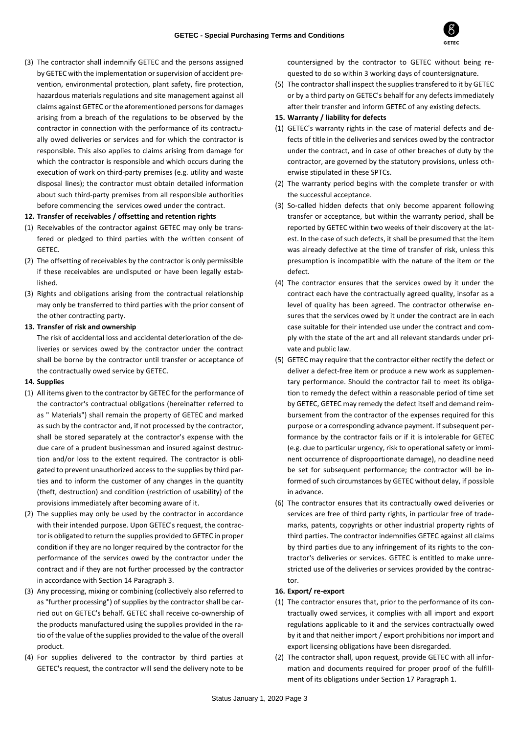(3) The contractor shall indemnify GETEC and the persons assigned by GETEC with the implementation or supervision of accident prevention, environmental protection, plant safety, fire protection, hazardous materials regulations and site management against all claims against GETEC or the aforementioned persons for damages arising from a breach of the regulations to be observed by the contractor in connection with the performance of its contractually owed deliveries or services and for which the contractor is responsible. This also applies to claims arising from damage for which the contractor is responsible and which occurs during the execution of work on third-party premises (e.g. utility and waste disposal lines); the contractor must obtain detailed information about such third-party premises from all responsible authorities before commencing the services owed under the contract.

**12. Transfer of receivables / offsetting and retention rights**

(1) Receivables of the contractor against GETEC may only be transfered or pledged to third parties with the written consent of GETEC.

(2) The offsetting of receivables by the contractor is only permissible if these receivables are undisputed or have been legally established.

(3) Rights and obligations arising from the contractual relationship may only be transferred to third parties with the prior consent of the other contracting party.

**13. Transfer of risk and ownership**

The risk of accidental loss and accidental deterioration of the deliveries or services owed by the contractor under the contract shall be borne by the contractor until transfer or acceptance of the contractually owed service by GETEC.

**14. Supplies**

(1) All items given to the contractor by GETEC for the performance of the contractor's contractual obligations (hereinafter referred to as " Materials") shall remain the property of GETEC and marked as such by the contractor and, if not processed by the contractor, shall be stored separately at the contractor's expense with the due care of a prudent businessman and insured against destruction and/or loss to the extent required. The contractor is obligated to prevent unauthorized access to the supplies by third parties and to inform the customer of any changes in the quantity (theft, destruction) and condition (restriction of usability) of the provisions immediately after becoming aware of it.

(2) The supplies may only be used by the contractor in accordance with their intended purpose. Upon GETEC's request, the contractor is obligated to return the supplies provided to GETEC in proper condition if they are no longer required by the contractor for the performance of the services owed by the contractor under the contract and if they are not further processed by the contractor in accordance with Section 14 Paragraph 3.

(3) Any processing, mixing or combining (collectively also referred to as "further processing") of supplies by the contractor shall be carried out on GETEC's behalf. GETEC shall receive co-ownership of the products manufactured using the supplies provided in the ratio of the value of the supplies provided to the value of the overall product.

(4) For supplies delivered to the contractor by third parties at GETEC's request, the contractor will send the delivery note to be countersigned by the contractor to GETEC without being requested to do so within 3 working days of countersignature.

(5) The contractor shall inspect the supplies transfered to it by GETEC or by a third party on GETEC's behalf for any defects immediately after their transfer and inform GETEC of any existing defects.

**15. Warranty / liability for defects**

(1) GETEC's warranty rights in the case of material defects and defects of title in the deliveries and services owed by the contractor under the contract, and in case of other breaches of duty by the contractor, are governed by the statutory provisions, unless otherwise stipulated in these SPTCs.

(2) The warranty period begins with the complete transfer or with the successful acceptance.

(3) So-called hidden defects that only become apparent following transfer or acceptance, but within the warranty period, shall be reported by GETEC within two weeks of their discovery at the latest. In the case of such defects, it shall be presumed that the item was already defective at the time of transfer of risk, unless this presumption is incompatible with the nature of the item or the defect.

(4) The contractor ensures that the services owed by it under the contract each have the contractually agreed quality, insofar as a level of quality has been agreed. The contractor otherwise ensures that the services owed by it under the contract are in each case suitable for their intended use under the contract and comply with the state of the art and all relevant standards under private and public law.

(5) GETEC may require that the contractor either rectify the defect or deliver a defect-free item or produce a new work as supplementary performance. Should the contractor fail to meet its obligation to remedy the defect within a reasonable period of time set by GETEC, GETEC may remedy the defect itself and demand reimbursement from the contractor of the expenses required for this purpose or a corresponding advance payment. If subsequent performance by the contractor fails or if it is intolerable for GETEC (e.g. due to particular urgency, risk to operational safety or imminent occurrence of disproportionate damage), no deadline need be set for subsequent performance; the contractor will be informed of such circumstances by GETEC without delay, if possible in advance.

(6) The contractor ensures that its contractually owed deliveries or services are free of third party rights, in particular free of trademarks, patents, copyrights or other industrial property rights of third parties. The contractor indemnifies GETEC against all claims by third parties due to any infringement of its rights to the contractor's deliveries or services. GETEC is entitled to make unrestricted use of the deliveries or services provided by the contractor.

**16. Export/ re-export**

(1) The contractor ensures that, prior to the performance of its contractually owed services, it complies with all import and export regulations applicable to it and the services contractually owed by it and that neither import / export prohibitions nor import and export licensing obligations have been disregarded.

(2) The contractor shall, upon request, provide GETEC with all information and documents required for proper proof of the fulfillment of its obligations under Section 17 Paragraph 1.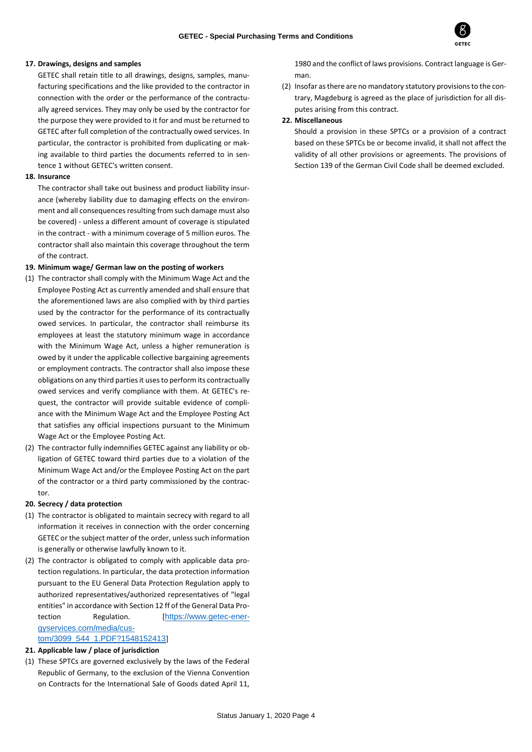**17. Drawings, designs and samples**

GETEC shall retain title to all drawings, designs, samples, manufacturing specifications and the like provided to the contractor in connection with the order or the performance of the contractually agreed services. They may only be used by the contractor for the purpose they were provided to it for and must be returned to GETEC after full completion of the contractually owed services. In particular, the contractor is prohibited from duplicating or making available to third parties the documents referred to in sentence 1 without GETEC's written consent.

**18. Insurance**

The contractor shall take out business and product liability insurance (whereby liability due to damaging effects on the environment and all consequences resulting from such damage must also be covered) - unless a different amount of coverage is stipulated in the contract - with a minimum coverage of 5 million euros. The contractor shall also maintain this coverage throughout the term of the contract.

**19. Minimum wage/ German law on the posting of workers**

(1) The contractor shall comply with the Minimum Wage Act and the Employee Posting Act as currently amended and shall ensure that the aforementioned laws are also complied with by third parties used by the contractor for the performance of its contractually owed services. In particular, the contractor shall reimburse its employees at least the statutory minimum wage in accordance with the Minimum Wage Act, unless a higher remuneration is owed by it under the applicable collective bargaining agreements or employment contracts. The contractor shall also impose these obligations on any third parties it uses to perform its contractually owed services and verify compliance with them. At GETEC's request, the contractor will provide suitable evidence of compliance with the Minimum Wage Act and the Employee Posting Act that satisfies any official inspections pursuant to the Minimum Wage Act or the Employee Posting Act.

(2) The contractor fully indemnifies GETEC against any liability or obligation of GETEC toward third parties due to a violation of the Minimum Wage Act and/or the Employee Posting Act on the part of the contractor or a third party commissioned by the contractor.

**20. Secrecy / data protection**

(1) The contractor is obligated to maintain secrecy with regard to all information it receives in connection with the order concerning GETEC or the subject matter of the order, unless such information is generally or otherwise lawfully known to it.

(2) The contractor is obligated to comply with applicable data protection regulations. In particular, the data protection information pursuant to the EU General Data Protection Regulation apply to authorized representatives/authorized representatives of "legal entities" in accordance with Section 12 ff of the General Data Protection Regulation. [https://www.getec-energyservices.com/media/custom/3099_544_1.PDF?1548152413]

**21. Applicable law / place of jurisdiction**

(1) These SPTCs are governed exclusively by the laws of the Federal Republic of Germany, to the exclusion of the Vienna Convention on Contracts for the International Sale of Goods dated April 11, 1980 and the conflict of laws provisions. Contract language is German.

(2) Insofar as there are no mandatory statutory provisions to the contrary, Magdeburg is agreed as the place of jurisdiction for all disputes arising from this contract.

**22. Miscellaneous**

Should a provision in these SPTCs or a provision of a contract based on these SPTCs be or become invalid, it shall not affect the validity of all other provisions or agreements. The provisions of Section 139 of the German Civil Code shall be deemed excluded.